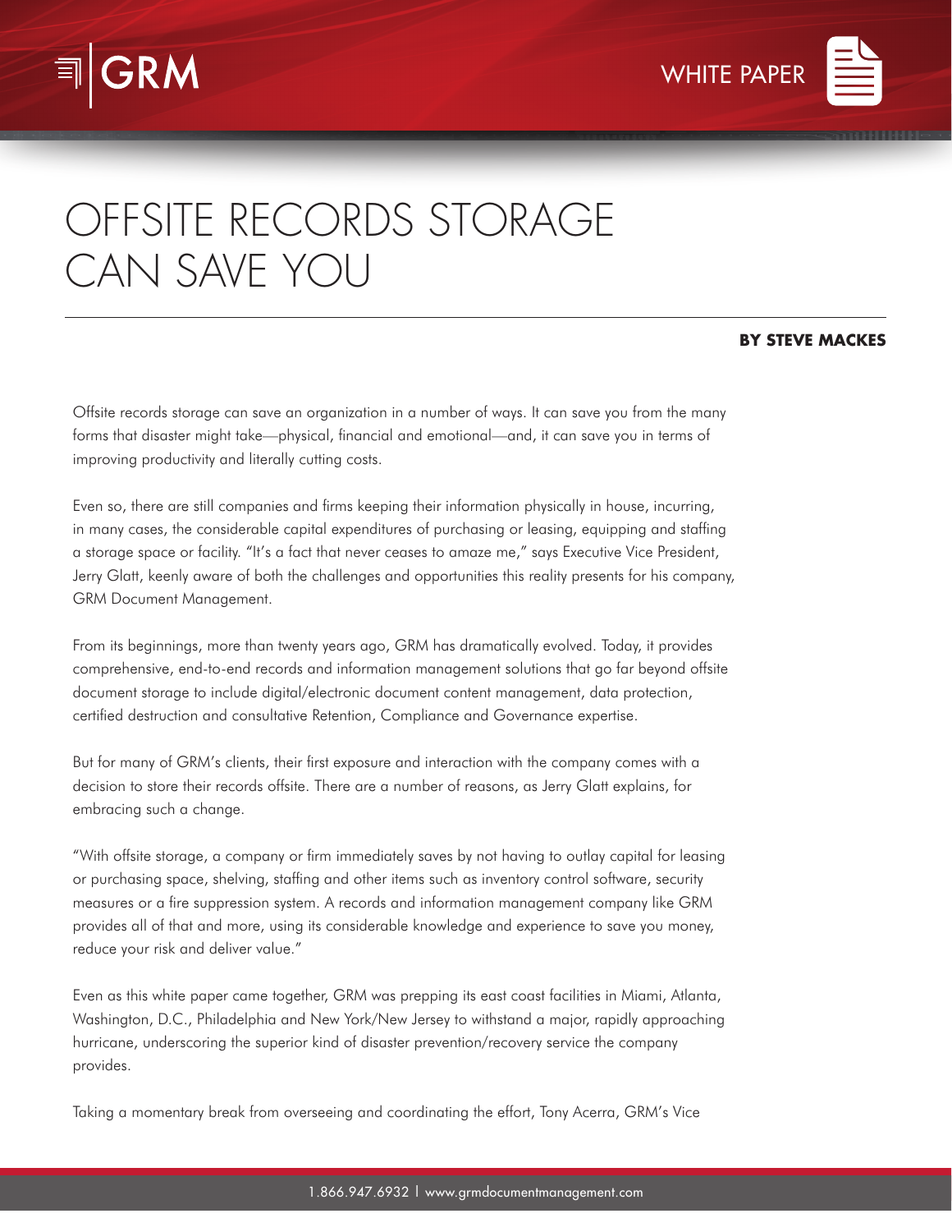# OFFSITE RECORDS STORAGE CAN SAVE YOU

**BY STEVE MACKES**

Offsite records storage can save an organization in a number of ways. It can save you from the many forms that disaster might take—physical, financial and emotional—and, it can save you in terms of improving productivity and literally cutting costs.

Even so, there are still companies and firms keeping their information physically in house, incurring, in many cases, the considerable capital expenditures of purchasing or leasing, equipping and staffing a storage space or facility. "It's a fact that never ceases to amaze me," says Executive Vice President, Jerry Glatt, keenly aware of both the challenges and opportunities this reality presents for his company, GRM Document Management.

From its beginnings, more than twenty years ago, GRM has dramatically evolved. Today, it provides comprehensive, end-to-end records and information management solutions that go far beyond offsite document storage to include digital/electronic document content management, data protection, certified destruction and consultative Retention, Compliance and Governance expertise.

But for many of GRM's clients, their first exposure and interaction with the company comes with a decision to store their records offsite. There are a number of reasons, as Jerry Glatt explains, for embracing such a change.

"With offsite storage, a company or firm immediately saves by not having to outlay capital for leasing or purchasing space, shelving, staffing and other items such as inventory control software, security measures or a fire suppression system. A records and information management company like GRM provides all of that and more, using its considerable knowledge and experience to save you money, reduce your risk and deliver value."

Even as this white paper came together, GRM was prepping its east coast facilities in Miami, Atlanta, Washington, D.C., Philadelphia and New York/New Jersey to withstand a major, rapidly approaching hurricane, underscoring the superior kind of disaster prevention/recovery service the company provides.

Taking a momentary break from overseeing and coordinating the effort, Tony Acerra, GRM's Vice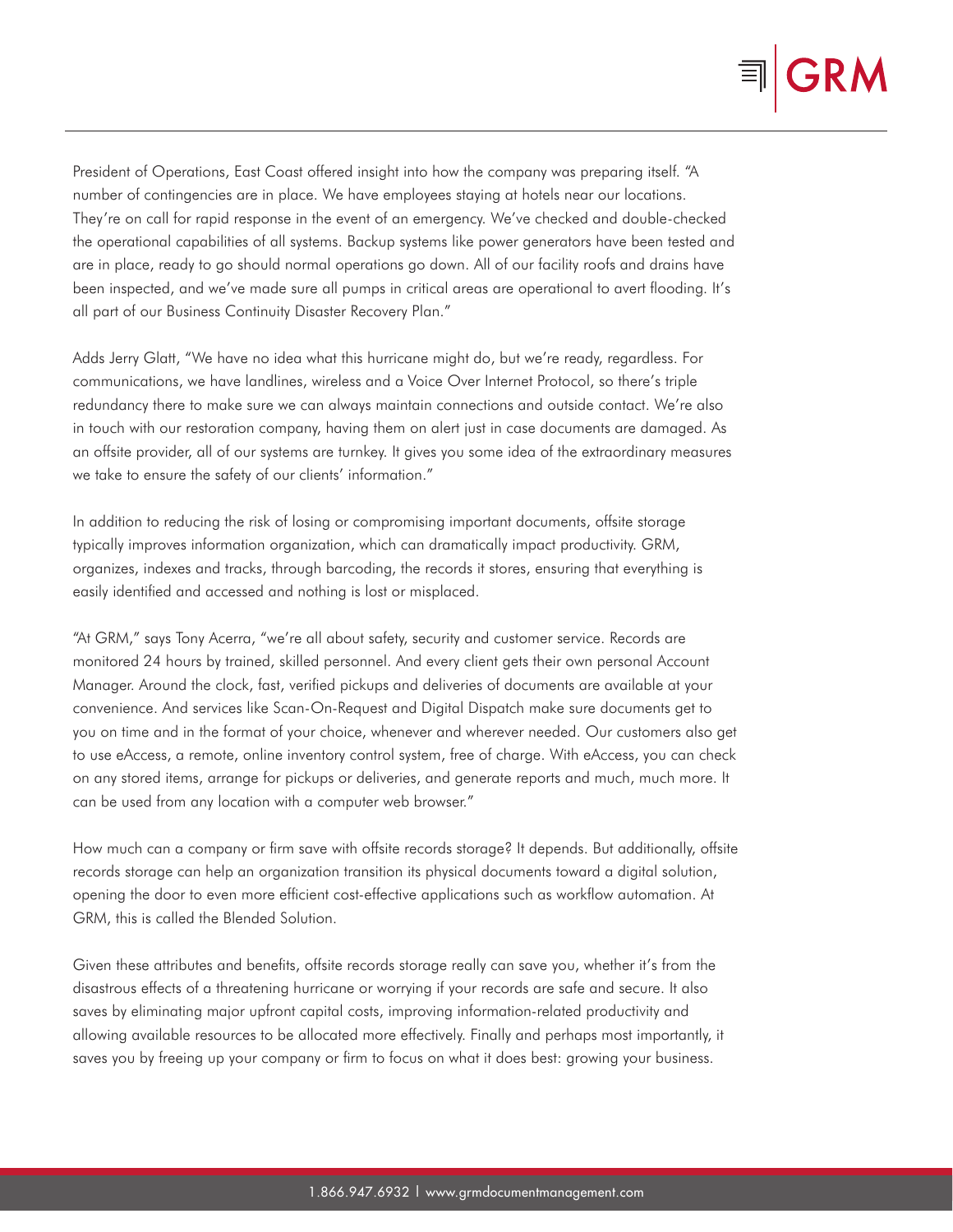President of Operations, East Coast offered insight into how the company was preparing itself. "A number of contingencies are in place. We have employees staying at hotels near our locations. They're on call for rapid response in the event of an emergency. We've checked and double-checked the operational capabilities of all systems. Backup systems like power generators have been tested and are in place, ready to go should normal operations go down. All of our facility roofs and drains have been inspected, and we've made sure all pumps in critical areas are operational to avert flooding. It's all part of our Business Continuity Disaster Recovery Plan."

Adds Jerry Glatt, "We have no idea what this hurricane might do, but we're ready, regardless. For communications, we have landlines, wireless and a Voice Over Internet Protocol, so there's triple redundancy there to make sure we can always maintain connections and outside contact. We're also in touch with our restoration company, having them on alert just in case documents are damaged. As an offsite provider, all of our systems are turnkey. It gives you some idea of the extraordinary measures we take to ensure the safety of our clients' information."

In addition to reducing the risk of losing or compromising important documents, offsite storage typically improves information organization, which can dramatically impact productivity. GRM, organizes, indexes and tracks, through barcoding, the records it stores, ensuring that everything is easily identified and accessed and nothing is lost or misplaced.

"At GRM," says Tony Acerra, "we're all about safety, security and customer service. Records are monitored 24 hours by trained, skilled personnel. And every client gets their own personal Account Manager. Around the clock, fast, verified pickups and deliveries of documents are available at your convenience. And services like Scan-On-Request and Digital Dispatch make sure documents get to you on time and in the format of your choice, whenever and wherever needed. Our customers also get to use eAccess, a remote, online inventory control system, free of charge. With eAccess, you can check on any stored items, arrange for pickups or deliveries, and generate reports and much, much more. It can be used from any location with a computer web browser."

How much can a company or firm save with offsite records storage? It depends. But additionally, offsite records storage can help an organization transition its physical documents toward a digital solution, opening the door to even more efficient cost-effective applications such as workflow automation. At GRM, this is called the Blended Solution.

Given these attributes and benefits, offsite records storage really can save you, whether it's from the disastrous effects of a threatening hurricane or worrying if your records are safe and secure. It also saves by eliminating major upfront capital costs, improving information-related productivity and allowing available resources to be allocated more effectively. Finally and perhaps most importantly, it saves you by freeing up your company or firm to focus on what it does best: growing your business.